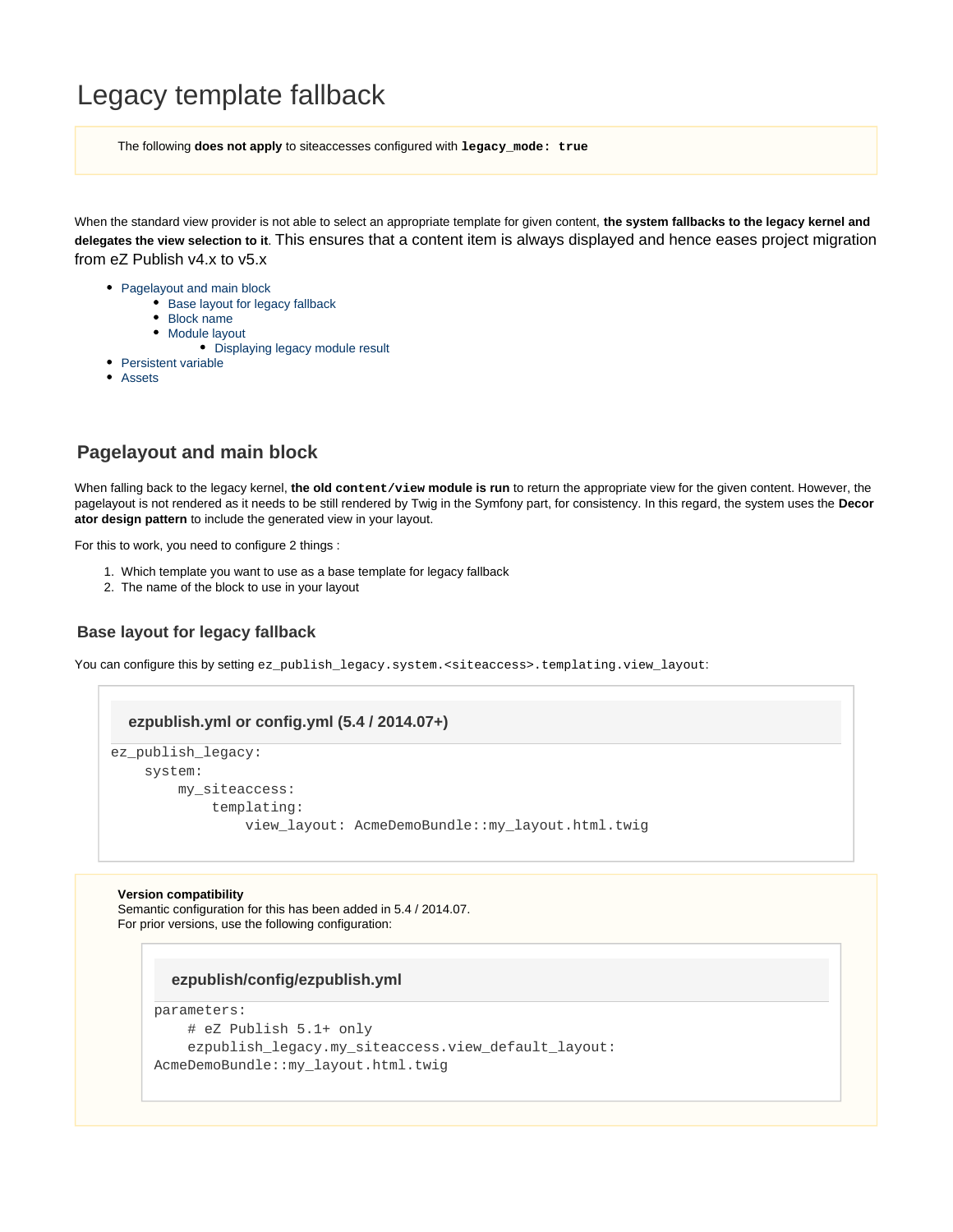# Legacy template fallback

> The following **does not apply** to siteaccesses configured with **`legacy_mode: true`**

When the standard view provider is not able to select an appropriate template for given content, **the system fallbacks to the legacy kernel and delegates the view selection to it**. This ensures that a content item is always displayed and hence eases project migration from eZ Publish v4.x to v5.x

- Pagelayout and main block
  - Base layout for legacy fallback
  - Block name
  - Module layout
    - Displaying legacy module result
- Persistent variable
- Assets

## Pagelayout and main block

When falling back to the legacy kernel, **the old `content/view` module is run** to return the appropriate view for the given content. However, the pagelayout is not rendered as it needs to be still rendered by Twig in the Symfony part, for consistency. In this regard, the system uses the **Decorator design pattern** to include the generated view in your layout.

For this to work, you need to configure 2 things :

1. Which template you want to use as a base template for legacy fallback
2. The name of the block to use in your layout

### Base layout for legacy fallback

You can configure this by setting `ez_publish_legacy.system.<siteaccess>.templating.view_layout`:

**ezpublish.yml or config.yml (5.4 / 2014.07+)**

```
ez_publish_legacy:
    system:
        my_siteaccess:
            templating:
                view_layout: AcmeDemoBundle::my_layout.html.twig
```

> **Version compatibility**
> Semantic configuration for this has been added in 5.4 / 2014.07.
> For prior versions, use the following configuration:
>
> **ezpublish/config/ezpublish.yml**
>
> ```
> parameters:
>     # eZ Publish 5.1+ only
>     ezpublish_legacy.my_siteaccess.view_default_layout:
> AcmeDemoBundle::my_layout.html.twig
> ```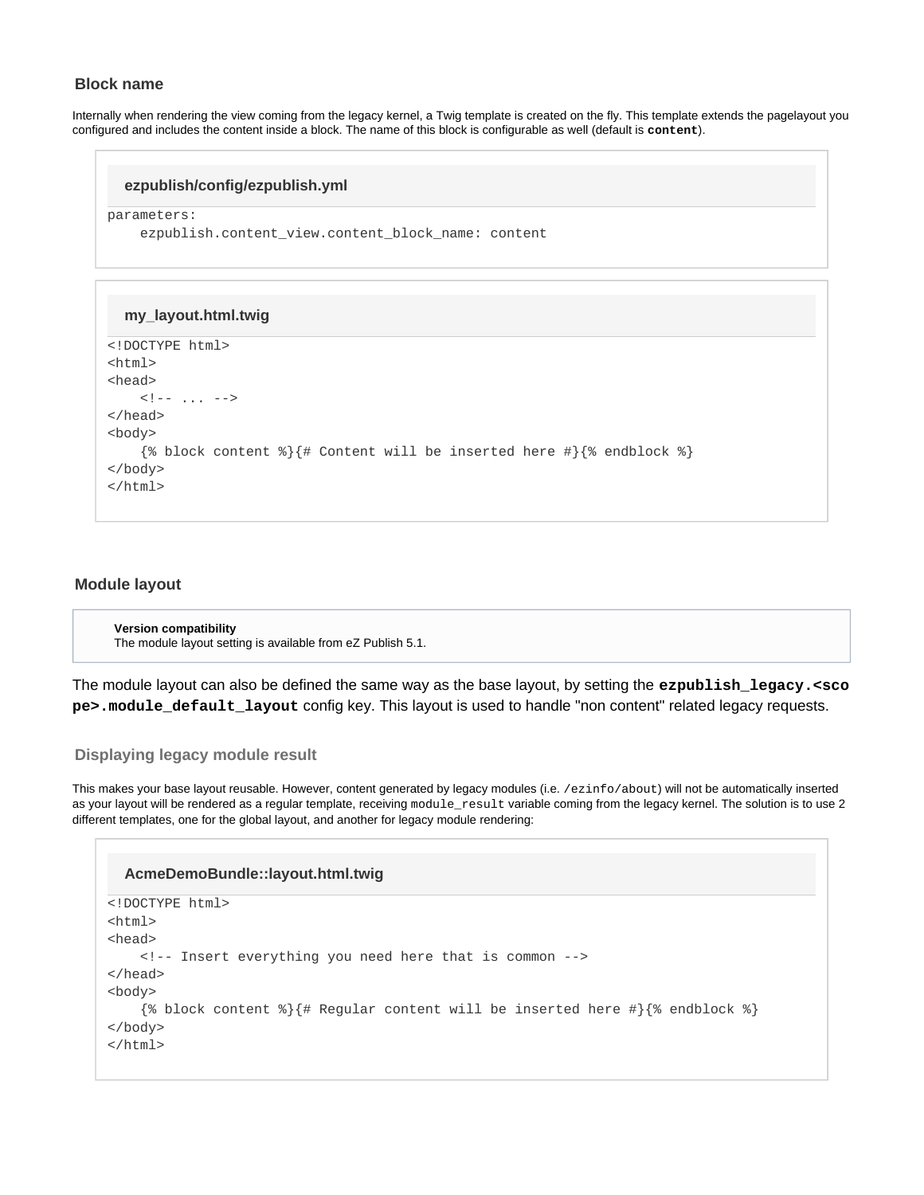### Block name

Internally when rendering the view coming from the legacy kernel, a Twig template is created on the fly. This template extends the pagelayout you configured and includes the content inside a block. The name of this block is configurable as well (default is **`content`**).

**ezpublish/config/ezpublish.yml**

```
parameters:
    ezpublish.content_view.content_block_name: content
```

**my_layout.html.twig**

```
<!DOCTYPE html>
<html>
<head>
    <!-- ... -->
</head>
<body>
    {% block content %}{# Content will be inserted here #}{% endblock %}
</body>
</html>
```

### Module layout

**Version compatibility**
The module layout setting is available from eZ Publish 5.1.

The module layout can also be defined the same way as the base layout, by setting the **`ezpublish_legacy.<scope>.module_default_layout`** config key. This layout is used to handle "non content" related legacy requests.

#### Displaying legacy module result

This makes your base layout reusable. However, content generated by legacy modules (i.e. `/ezinfo/about`) will not be automatically inserted as your layout will be rendered as a regular template, receiving `module_result` variable coming from the legacy kernel. The solution is to use 2 different templates, one for the global layout, and another for legacy module rendering:

**AcmeDemoBundle::layout.html.twig**

```
<!DOCTYPE html>
<html>
<head>
    <!-- Insert everything you need here that is common -->
</head>
<body>
    {% block content %}{# Regular content will be inserted here #}{% endblock %}
</body>
</html>
```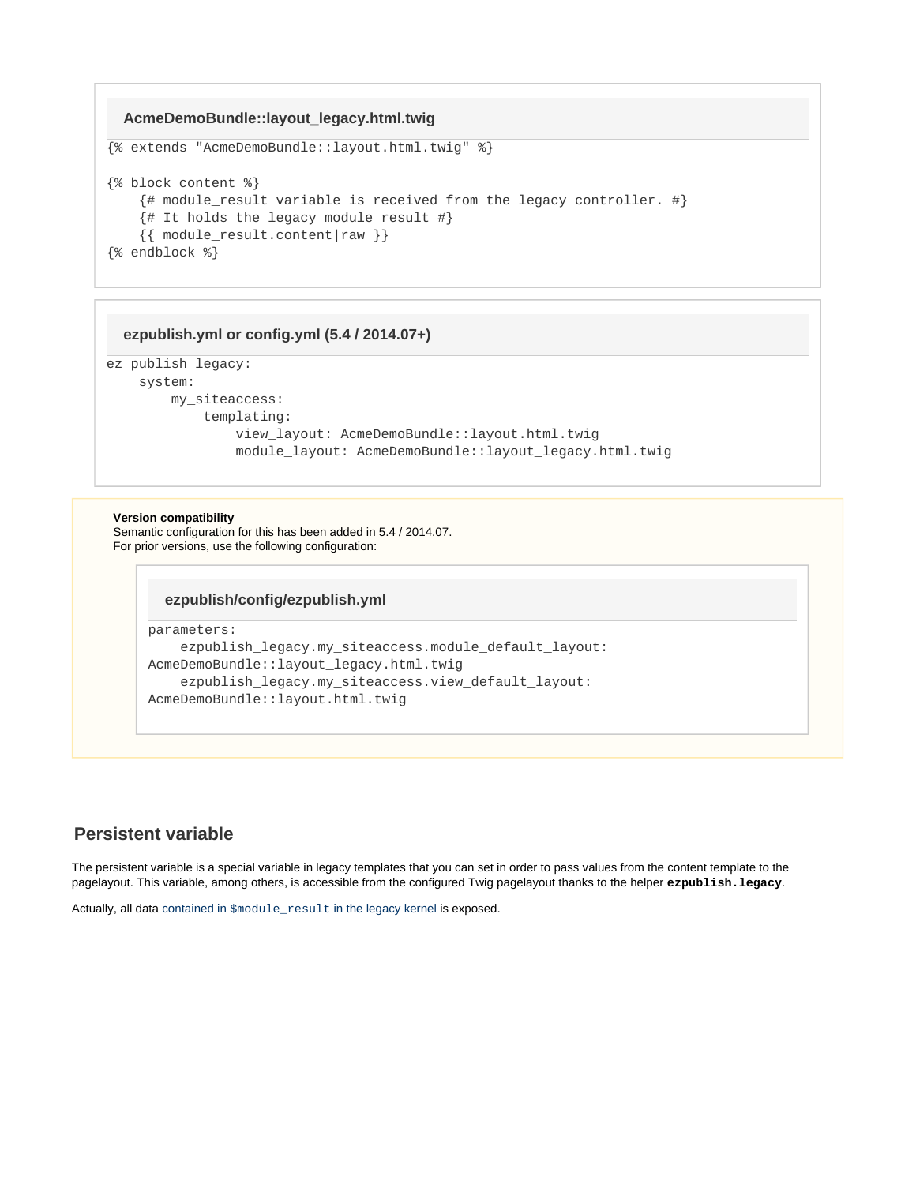**AcmeDemoBundle::layout_legacy.html.twig**

```
{% extends "AcmeDemoBundle::layout.html.twig" %}

{% block content %}
    {# module_result variable is received from the legacy controller. #}
    {# It holds the legacy module result #}
    {{ module_result.content|raw }}
{% endblock %}
```

**ezpublish.yml or config.yml (5.4 / 2014.07+)**

```
ez_publish_legacy:
    system:
        my_siteaccess:
            templating:
                view_layout: AcmeDemoBundle::layout.html.twig
                module_layout: AcmeDemoBundle::layout_legacy.html.twig
```

> **Version compatibility**
> Semantic configuration for this has been added in 5.4 / 2014.07.
> For prior versions, use the following configuration:
>
> **ezpublish/config/ezpublish.yml**
>
> ```
> parameters:
>     ezpublish_legacy.my_siteaccess.module_default_layout:
> AcmeDemoBundle::layout_legacy.html.twig
>     ezpublish_legacy.my_siteaccess.view_default_layout:
> AcmeDemoBundle::layout.html.twig
> ```

## Persistent variable

The persistent variable is a special variable in legacy templates that you can set in order to pass values from the content template to the pagelayout. This variable, among others, is accessible from the configured Twig pagelayout thanks to the helper **`ezpublish.legacy`**.

Actually, all data contained in `$module_result` in the legacy kernel is exposed.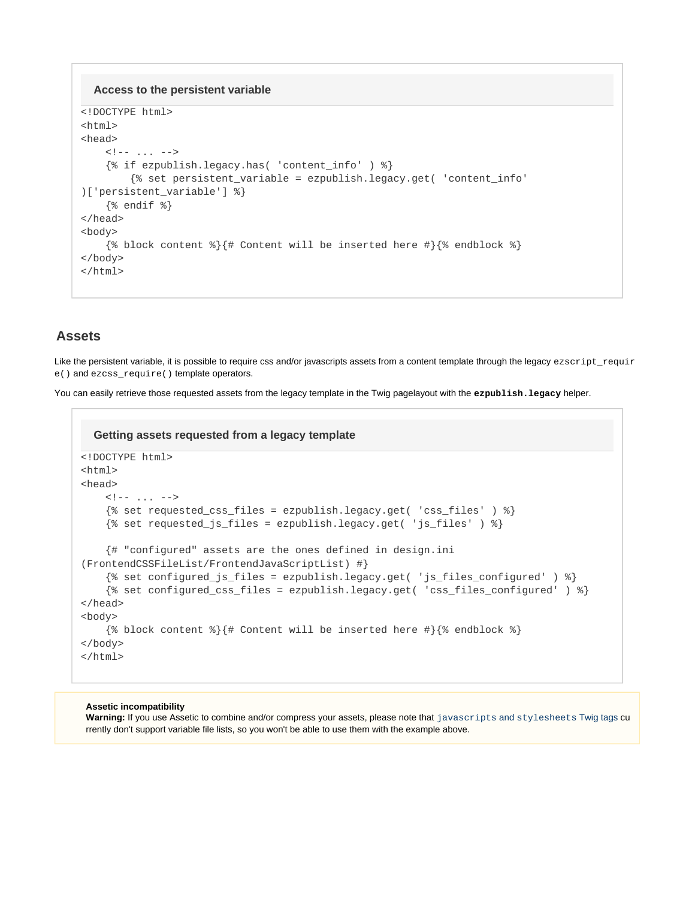**Access to the persistent variable**

```
<!DOCTYPE html>
<html>
<head>
    <!-- ... -->
    {% if ezpublish.legacy.has( 'content_info' ) %}
        {% set persistent_variable = ezpublish.legacy.get( 'content_info'
)['persistent_variable'] %}
    {% endif %}
</head>
<body>
    {% block content %}{# Content will be inserted here #}{% endblock %}
</body>
</html>
```

## Assets

Like the persistent variable, it is possible to require css and/or javascripts assets from a content template through the legacy `ezscript_require()` and `ezcss_require()` template operators.

You can easily retrieve those requested assets from the legacy template in the Twig pagelayout with the **`ezpublish.legacy`** helper.

**Getting assets requested from a legacy template**

```
<!DOCTYPE html>
<html>
<head>
    <!-- ... -->
    {% set requested_css_files = ezpublish.legacy.get( 'css_files' ) %}
    {% set requested_js_files = ezpublish.legacy.get( 'js_files' ) %}

    {# "configured" assets are the ones defined in design.ini
(FrontendCSSFileList/FrontendJavaScriptList) #}
    {% set configured_js_files = ezpublish.legacy.get( 'js_files_configured' ) %}
    {% set configured_css_files = ezpublish.legacy.get( 'css_files_configured' ) %}
</head>
<body>
    {% block content %}{# Content will be inserted here #}{% endblock %}
</body>
</html>
```

**Assetic incompatibility**
**Warning:** If you use Assetic to combine and/or compress your assets, please note that `javascripts` and `stylesheets` Twig tags currently don't support variable file lists, so you won't be able to use them with the example above.